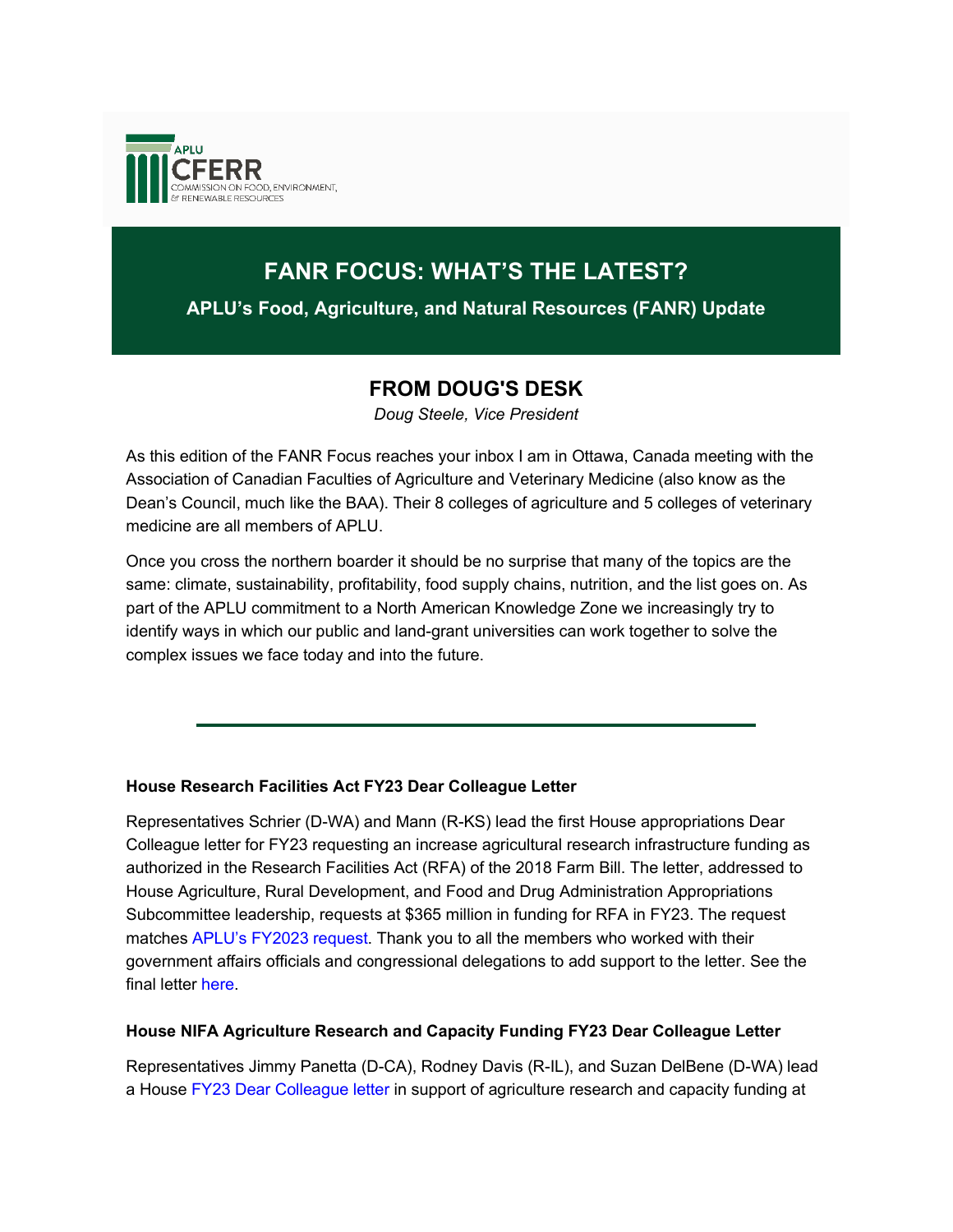APLU CFERR COMMISSION ON FOOD, ENVIRONMENT, & RENEWABLE RESOURCES

# FANR FOCUS: WHAT'S THE LATEST?

**APLU's Food, Agriculture, and Natural Resources (FANR) Update**

## FROM DOUG'S DESK

*Doug Steele, Vice President*

As this edition of the FANR Focus reaches your inbox I am in Ottawa, Canada meeting with the Association of Canadian Faculties of Agriculture and Veterinary Medicine (also know as the Dean's Council, much like the BAA). Their 8 colleges of agriculture and 5 colleges of veterinary medicine are all members of APLU.

Once you cross the northern boarder it should be no surprise that many of the topics are the same: climate, sustainability, profitability, food supply chains, nutrition, and the list goes on. As part of the APLU commitment to a North American Knowledge Zone we increasingly try to identify ways in which our public and land-grant universities can work together to solve the complex issues we face today and into the future.

---

**House Research Facilities Act FY23 Dear Colleague Letter**

Representatives Schrier (D-WA) and Mann (R-KS) lead the first House appropriations Dear Colleague letter for FY23 requesting an increase agricultural research infrastructure funding as authorized in the Research Facilities Act (RFA) of the 2018 Farm Bill. The letter, addressed to House Agriculture, Rural Development, and Food and Drug Administration Appropriations Subcommittee leadership, requests at $365 million in funding for RFA in FY23. The request matches APLU's FY2023 request. Thank you to all the members who worked with their government affairs officials and congressional delegations to add support to the letter. See the final letter here.

**House NIFA Agriculture Research and Capacity Funding FY23 Dear Colleague Letter**

Representatives Jimmy Panetta (D-CA), Rodney Davis (R-IL), and Suzan DelBene (D-WA) lead a House FY23 Dear Colleague letter in support of agriculture research and capacity funding at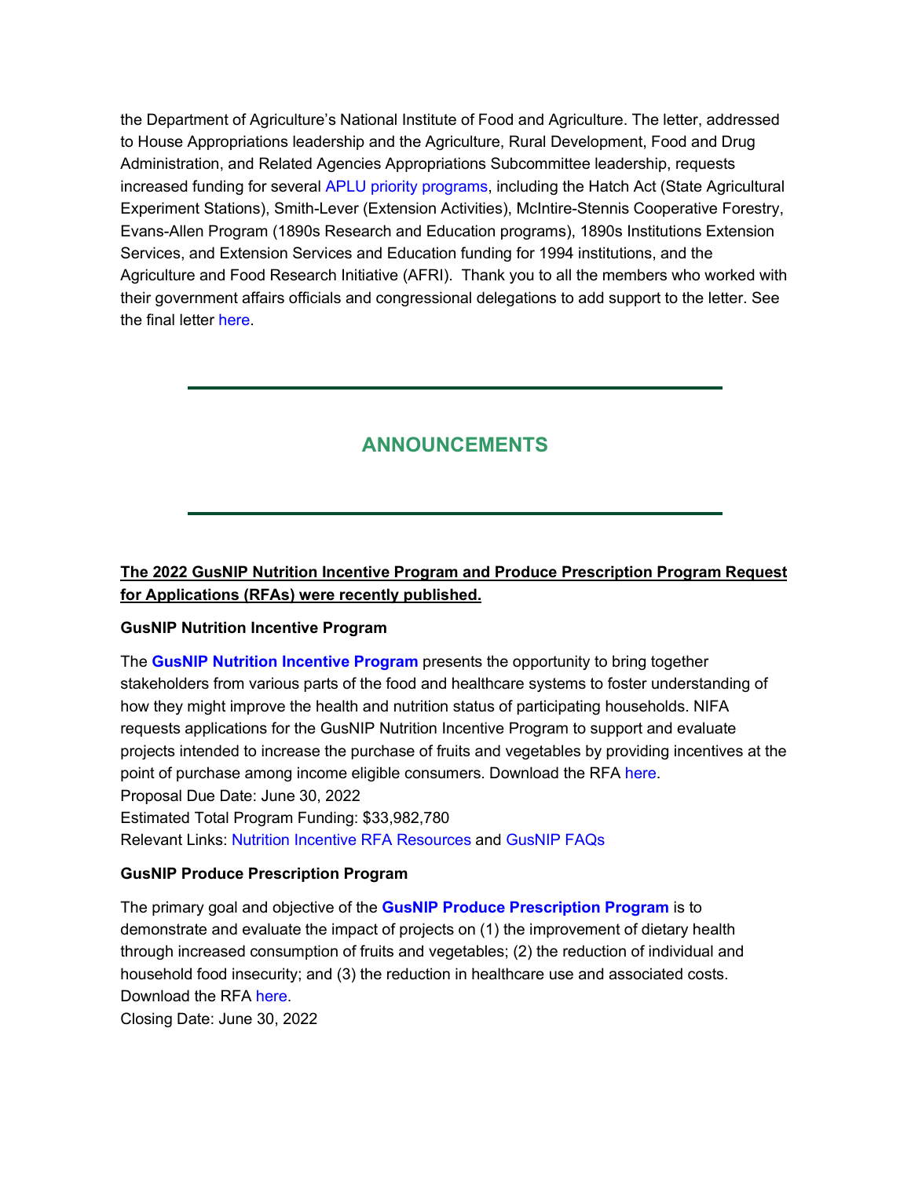the Department of Agriculture's National Institute of Food and Agriculture. The letter, addressed to House Appropriations leadership and the Agriculture, Rural Development, Food and Drug Administration, and Related Agencies Appropriations Subcommittee leadership, requests increased funding for several APLU priority programs, including the Hatch Act (State Agricultural Experiment Stations), Smith-Lever (Extension Activities), McIntire-Stennis Cooperative Forestry, Evans-Allen Program (1890s Research and Education programs), 1890s Institutions Extension Services, and Extension Services and Education funding for 1994 institutions, and the Agriculture and Food Research Initiative (AFRI). Thank you to all the members who worked with their government affairs officials and congressional delegations to add support to the letter. See the final letter here.

---

## ANNOUNCEMENTS

---

**The 2022 GusNIP Nutrition Incentive Program and Produce Prescription Program Request for Applications (RFAs) were recently published.**

**GusNIP Nutrition Incentive Program**

The **GusNIP Nutrition Incentive Program** presents the opportunity to bring together stakeholders from various parts of the food and healthcare systems to foster understanding of how they might improve the health and nutrition status of participating households. NIFA requests applications for the GusNIP Nutrition Incentive Program to support and evaluate projects intended to increase the purchase of fruits and vegetables by providing incentives at the point of purchase among income eligible consumers. Download the RFA here.
Proposal Due Date: June 30, 2022
Estimated Total Program Funding: $33,982,780
Relevant Links: Nutrition Incentive RFA Resources and GusNIP FAQs

**GusNIP Produce Prescription Program**

The primary goal and objective of the **GusNIP Produce Prescription Program** is to demonstrate and evaluate the impact of projects on (1) the improvement of dietary health through increased consumption of fruits and vegetables; (2) the reduction of individual and household food insecurity; and (3) the reduction in healthcare use and associated costs. Download the RFA here.
Closing Date: June 30, 2022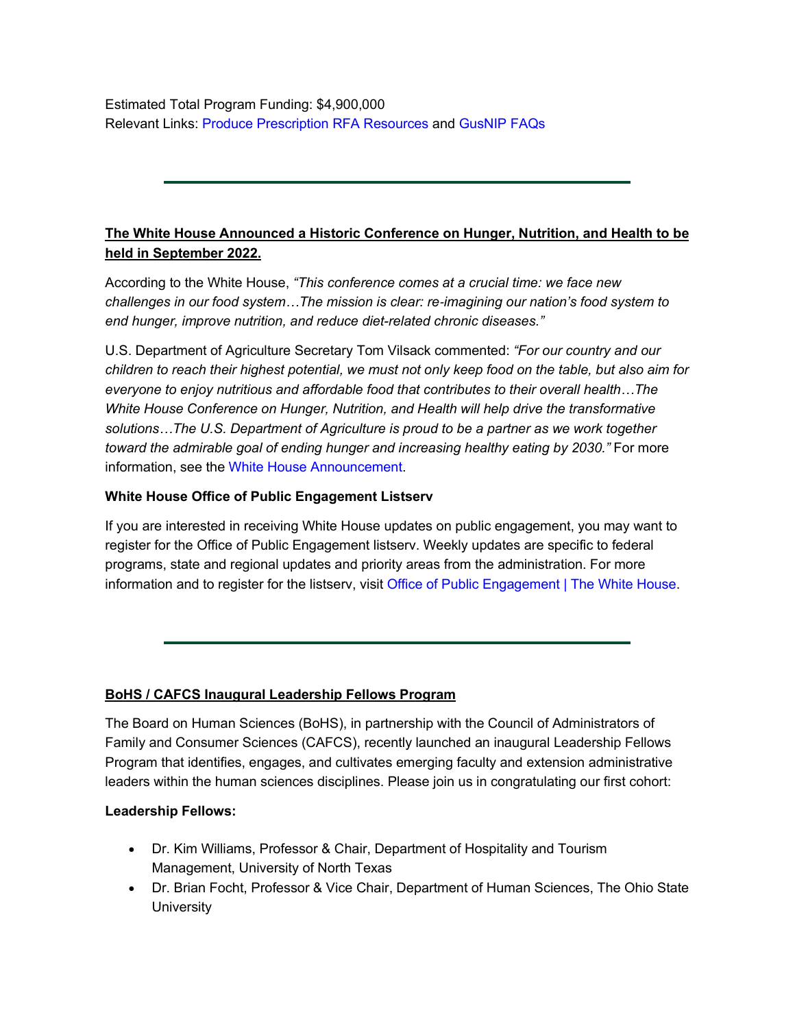Estimated Total Program Funding: $4,900,000
Relevant Links: Produce Prescription RFA Resources and GusNIP FAQs

---

**The White House Announced a Historic Conference on Hunger, Nutrition, and Health to be held in September 2022.**

According to the White House, *"This conference comes at a crucial time: we face new challenges in our food system…The mission is clear: re-imagining our nation's food system to end hunger, improve nutrition, and reduce diet-related chronic diseases."*

U.S. Department of Agriculture Secretary Tom Vilsack commented: *"For our country and our children to reach their highest potential, we must not only keep food on the table, but also aim for everyone to enjoy nutritious and affordable food that contributes to their overall health…The White House Conference on Hunger, Nutrition, and Health will help drive the transformative solutions…The U.S. Department of Agriculture is proud to be a partner as we work together toward the admirable goal of ending hunger and increasing healthy eating by 2030."* For more information, see the White House Announcement.

**White House Office of Public Engagement Listserv**

If you are interested in receiving White House updates on public engagement, you may want to register for the Office of Public Engagement listserv. Weekly updates are specific to federal programs, state and regional updates and priority areas from the administration. For more information and to register for the listserv, visit Office of Public Engagement | The White House.

---

**BoHS / CAFCS Inaugural Leadership Fellows Program**

The Board on Human Sciences (BoHS), in partnership with the Council of Administrators of Family and Consumer Sciences (CAFCS), recently launched an inaugural Leadership Fellows Program that identifies, engages, and cultivates emerging faculty and extension administrative leaders within the human sciences disciplines. Please join us in congratulating our first cohort:

**Leadership Fellows:**

- Dr. Kim Williams, Professor & Chair, Department of Hospitality and Tourism Management, University of North Texas
- Dr. Brian Focht, Professor & Vice Chair, Department of Human Sciences, The Ohio State University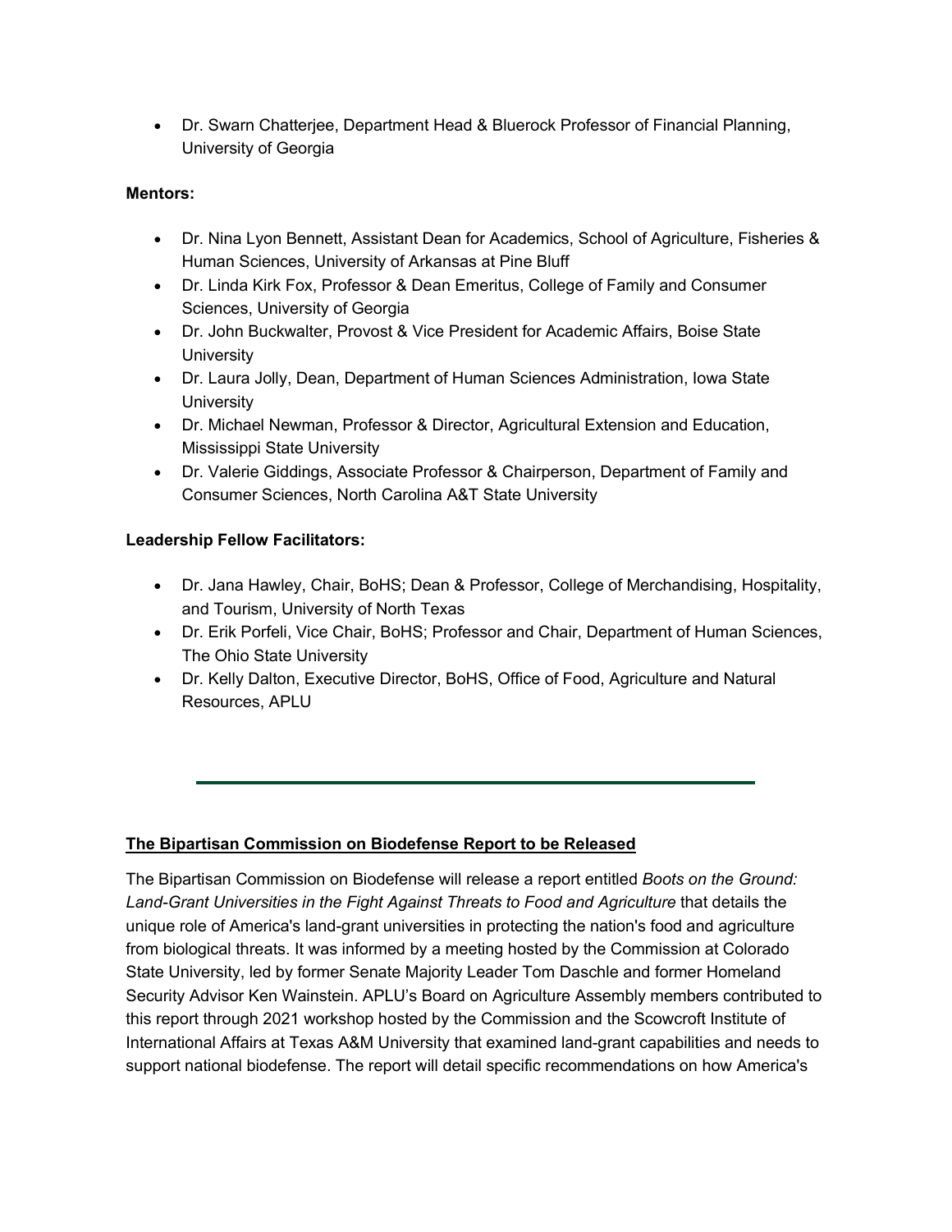- Dr. Swarn Chatterjee, Department Head & Bluerock Professor of Financial Planning, University of Georgia

**Mentors:**

- Dr. Nina Lyon Bennett, Assistant Dean for Academics, School of Agriculture, Fisheries & Human Sciences, University of Arkansas at Pine Bluff
- Dr. Linda Kirk Fox, Professor & Dean Emeritus, College of Family and Consumer Sciences, University of Georgia
- Dr. John Buckwalter, Provost & Vice President for Academic Affairs, Boise State University
- Dr. Laura Jolly, Dean, Department of Human Sciences Administration, Iowa State University
- Dr. Michael Newman, Professor & Director, Agricultural Extension and Education, Mississippi State University
- Dr. Valerie Giddings, Associate Professor & Chairperson, Department of Family and Consumer Sciences, North Carolina A&T State University

**Leadership Fellow Facilitators:**

- Dr. Jana Hawley, Chair, BoHS; Dean & Professor, College of Merchandising, Hospitality, and Tourism, University of North Texas
- Dr. Erik Porfeli, Vice Chair, BoHS; Professor and Chair, Department of Human Sciences, The Ohio State University
- Dr. Kelly Dalton, Executive Director, BoHS, Office of Food, Agriculture and Natural Resources, APLU

---

**The Bipartisan Commission on Biodefense Report to be Released**

The Bipartisan Commission on Biodefense will release a report entitled *Boots on the Ground: Land-Grant Universities in the Fight Against Threats to Food and Agriculture* that details the unique role of America's land-grant universities in protecting the nation's food and agriculture from biological threats. It was informed by a meeting hosted by the Commission at Colorado State University, led by former Senate Majority Leader Tom Daschle and former Homeland Security Advisor Ken Wainstein. APLU's Board on Agriculture Assembly members contributed to this report through 2021 workshop hosted by the Commission and the Scowcroft Institute of International Affairs at Texas A&M University that examined land-grant capabilities and needs to support national biodefense. The report will detail specific recommendations on how America's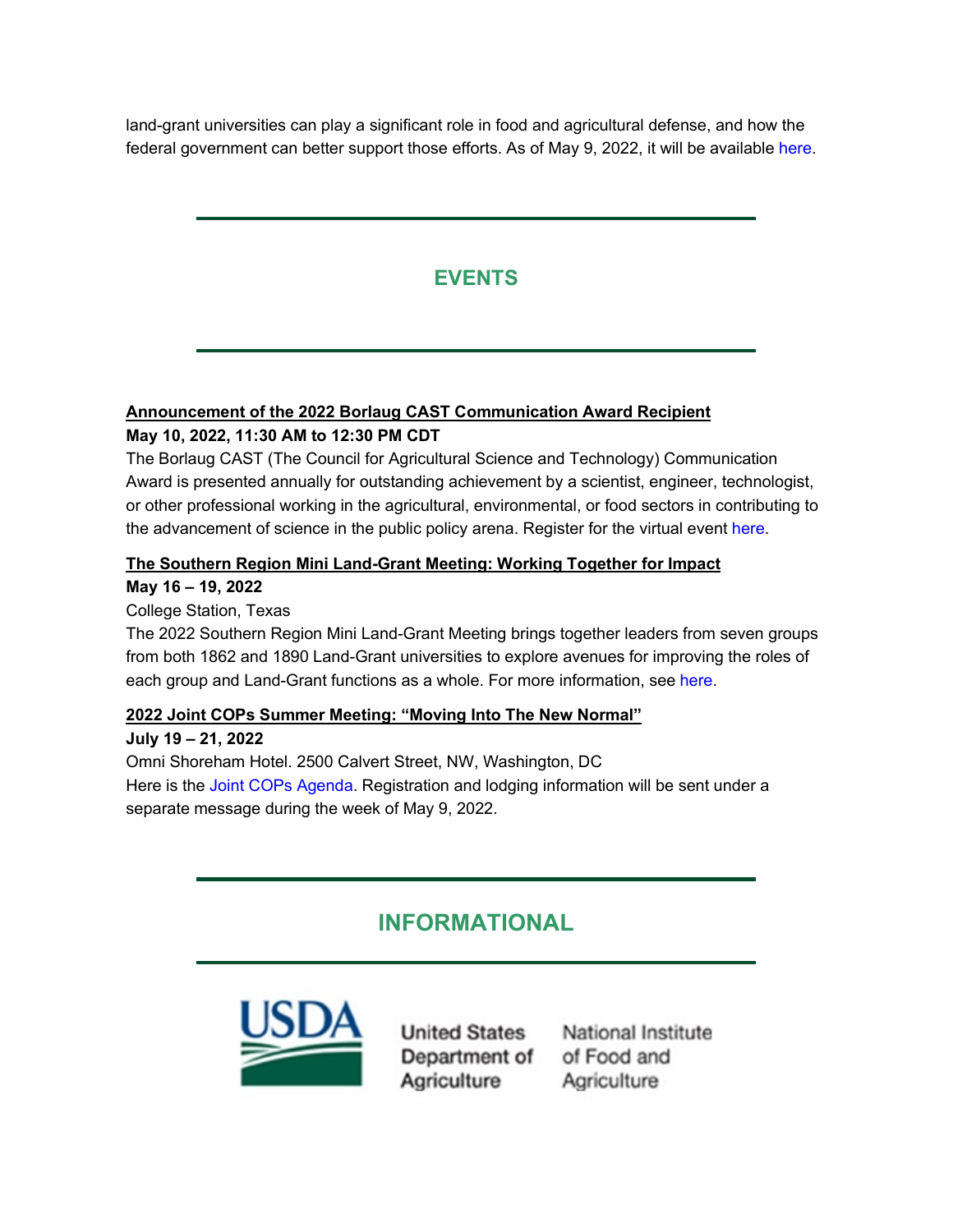land-grant universities can play a significant role in food and agricultural defense, and how the federal government can better support those efforts. As of May 9, 2022, it will be available here.

## EVENTS

**Announcement of the 2022 Borlaug CAST Communication Award Recipient**
**May 10, 2022, 11:30 AM to 12:30 PM CDT**
The Borlaug CAST (The Council for Agricultural Science and Technology) Communication Award is presented annually for outstanding achievement by a scientist, engineer, technologist, or other professional working in the agricultural, environmental, or food sectors in contributing to the advancement of science in the public policy arena. Register for the virtual event here.

**The Southern Region Mini Land-Grant Meeting: Working Together for Impact**
**May 16 – 19, 2022**
College Station, Texas
The 2022 Southern Region Mini Land-Grant Meeting brings together leaders from seven groups from both 1862 and 1890 Land-Grant universities to explore avenues for improving the roles of each group and Land-Grant functions as a whole. For more information, see here.

**2022 Joint COPs Summer Meeting: "Moving Into The New Normal"**
**July 19 – 21, 2022**
Omni Shoreham Hotel. 2500 Calvert Street, NW, Washington, DC
Here is the Joint COPs Agenda. Registration and lodging information will be sent under a separate message during the week of May 9, 2022.

## INFORMATIONAL

USDA United States Department of Agriculture National Institute of Food and Agriculture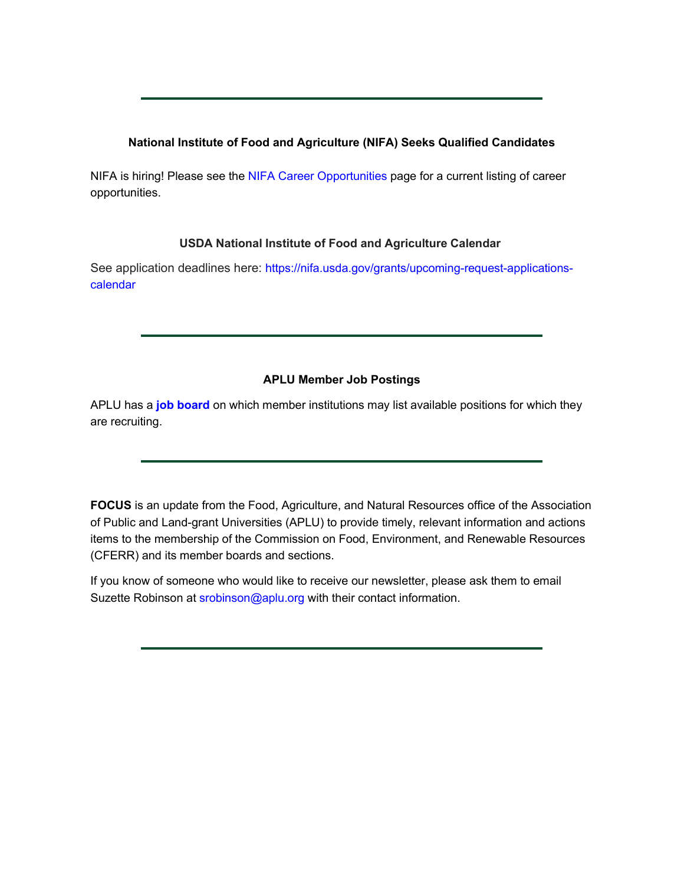---

### National Institute of Food and Agriculture (NIFA) Seeks Qualified Candidates

NIFA is hiring! Please see the NIFA Career Opportunities page for a current listing of career opportunities.

### USDA National Institute of Food and Agriculture Calendar

See application deadlines here: https://nifa.usda.gov/grants/upcoming-request-applications-calendar

---

### APLU Member Job Postings

APLU has a **job board** on which member institutions may list available positions for which they are recruiting.

---

**FOCUS** is an update from the Food, Agriculture, and Natural Resources office of the Association of Public and Land-grant Universities (APLU) to provide timely, relevant information and actions items to the membership of the Commission on Food, Environment, and Renewable Resources (CFERR) and its member boards and sections.

If you know of someone who would like to receive our newsletter, please ask them to email Suzette Robinson at srobinson@aplu.org with their contact information.

---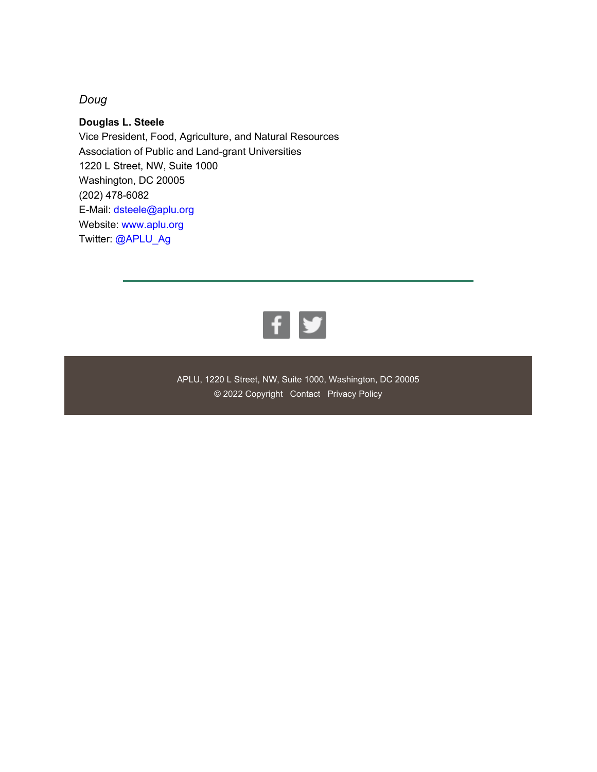*Doug*

**Douglas L. Steele**
Vice President, Food, Agriculture, and Natural Resources
Association of Public and Land-grant Universities
1220 L Street, NW, Suite 1000
Washington, DC 20005
(202) 478-6082
E-Mail: dsteele@aplu.org
Website: www.aplu.org
Twitter: @APLU_Ag

---

APLU, 1220 L Street, NW, Suite 1000, Washington, DC 20005
© 2022 Copyright Contact Privacy Policy